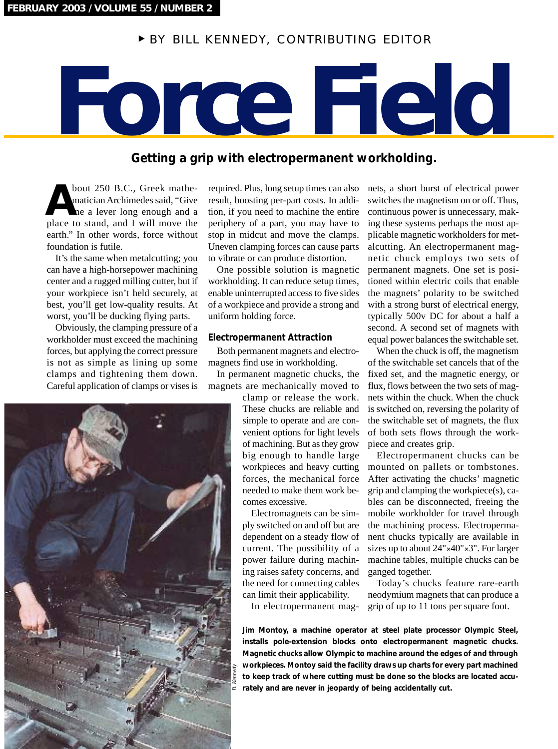▶ BY BILL KENNEDY, CONTRIBUTING EDITOR

# Force Field

**Getting a grip with electropermanent workholding.**

About 250 B.C., Greek mathematician Archimedes said, "Give me a lever long enough and a place to stand, and I will move the earth." In other words, force without foundation is futile.

It's the same when metalcutting; you can have a high-horsepower machining center and a rugged milling cutter, but if your workpiece isn't held securely, at best, you'll get low-quality results. At worst, you'll be ducking flying parts.

Obviously, the clamping pressure of a workholder must exceed the machining forces, but applying the correct pressure is not as simple as lining up some clamps and tightening them down. Careful application of clamps or vises is required. Plus, long setup times can also result, boosting per-part costs. In addition, if you need to machine the entire periphery of a part, you may have to stop in midcut and move the clamps. Uneven clamping forces can cause parts to vibrate or can produce distortion.

One possible solution is magnetic workholding. It can reduce setup times, enable uninterrupted access to five sides of a workpiece and provide a strong and uniform holding force.

## Electropermanent Attraction

Both permanent magnets and electromagnets find use in workholding.

In permanent magnetic chucks, the magnets are mechanically moved to clamp or release the work. These chucks are reliable and simple to operate and are convenient options for light levels of machining. But as they grow big enough to handle large workpieces and heavy cutting forces, the mechanical force needed to make them work becomes excessive.

Electromagnets can be simply switched on and off but are dependent on a steady flow of current. The possibility of a power failure during machining raises safety concerns, and the need for connecting cables can limit their applicability.

In electropermanent magnets, a short burst of electrical power switches the magnetism on or off. Thus, continuous power is unnecessary, making these systems perhaps the most applicable magnetic workholders for metalcutting. An electropermanent magnetic chuck employs two sets of permanent magnets. One set is positioned within electric coils that enable the magnets' polarity to be switched with a strong burst of electrical energy, typically 500v DC for about a half a second. A second set of magnets with equal power balances the switchable set.

When the chuck is off, the magnetism of the switchable set cancels that of the fixed set, and the magnetic energy, or flux, flows between the two sets of magnets within the chuck. When the chuck is switched on, reversing the polarity of the switchable set of magnets, the flux of both sets flows through the workpiece and creates grip.

Electropermanent chucks can be mounted on pallets or tombstones. After activating the chucks' magnetic grip and clamping the workpiece(s), cables can be disconnected, freeing the mobile workholder for travel through the machining process. Electropermanent chucks typically are available in sizes up to about 24"×40"×3". For larger machine tables, multiple chucks can be ganged together.

Today's chucks feature rare-earth neodymium magnets that can produce a grip of up to 11 tons per square foot.

*B. Kennedy*

**Jim Montoy, a machine operator at steel plate processor Olympic Steel, installs pole-extension blocks onto electropermanent magnetic chucks. Magnetic chucks allow Olympic to machine around the edges of and through workpieces. Montoy said the facility draws up charts for every part machined to keep track of where cutting must be done so the blocks are located accurately and are never in jeopardy of being accidentally cut.**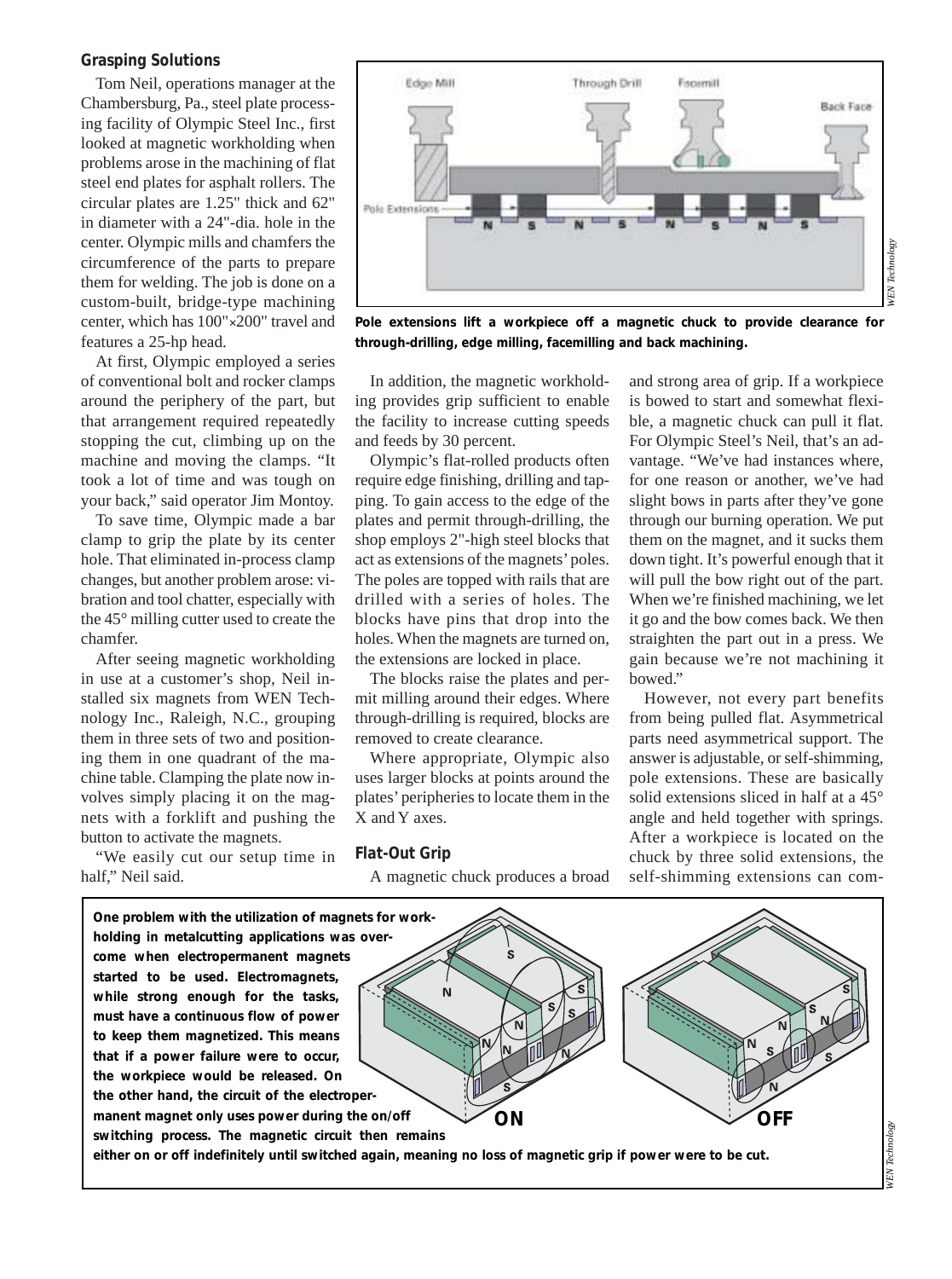### Grasping Solutions

Tom Neil, operations manager at the Chambersburg, Pa., steel plate processing facility of Olympic Steel Inc., first looked at magnetic workholding when problems arose in the machining of flat steel end plates for asphalt rollers. The circular plates are 1.25" thick and 62" in diameter with a 24"-dia. hole in the center. Olympic mills and chamfers the circumference of the parts to prepare them for welding. The job is done on a custom-built, bridge-type machining center, which has 100"×200" travel and features a 25-hp head.

At first, Olympic employed a series of conventional bolt and rocker clamps around the periphery of the part, but that arrangement required repeatedly stopping the cut, climbing up on the machine and moving the clamps. "It took a lot of time and was tough on your back," said operator Jim Montoy.

To save time, Olympic made a bar clamp to grip the plate by its center hole. That eliminated in-process clamp changes, but another problem arose: vibration and tool chatter, especially with the 45° milling cutter used to create the chamfer.

After seeing magnetic workholding in use at a customer's shop, Neil installed six magnets from WEN Technology Inc., Raleigh, N.C., grouping them in three sets of two and positioning them in one quadrant of the machine table. Clamping the plate now involves simply placing it on the magnets with a forklift and pushing the button to activate the magnets.

"We easily cut our setup time in half," Neil said.

**Pole extensions lift a workpiece off a magnetic chuck to provide clearance for through-drilling, edge milling, facemilling and back machining.**

In addition, the magnetic workholding provides grip sufficient to enable the facility to increase cutting speeds and feeds by 30 percent.

Olympic's flat-rolled products often require edge finishing, drilling and tapping. To gain access to the edge of the plates and permit through-drilling, the shop employs 2"-high steel blocks that act as extensions of the magnets' poles. The poles are topped with rails that are drilled with a series of holes. The blocks have pins that drop into the holes. When the magnets are turned on, the extensions are locked in place.

The blocks raise the plates and permit milling around their edges. Where through-drilling is required, blocks are removed to create clearance.

Where appropriate, Olympic also uses larger blocks at points around the plates' peripheries to locate them in the X and Y axes.

### Flat-Out Grip

A magnetic chuck produces a broad and strong area of grip. If a workpiece is bowed to start and somewhat flexible, a magnetic chuck can pull it flat. For Olympic Steel's Neil, that's an advantage. "We've had instances where, for one reason or another, we've had slight bows in parts after they've gone through our burning operation. We put them on the magnet, and it sucks them down tight. It's powerful enough that it will pull the bow right out of the part. When we're finished machining, we let it go and the bow comes back. We then straighten the part out in a press. We gain because we're not machining it bowed."

However, not every part benefits from being pulled flat. Asymmetrical parts need asymmetrical support. The answer is adjustable, or self-shimming, pole extensions. These are basically solid extensions sliced in half at a 45° angle and held together with springs. After a workpiece is located on the chuck by three solid extensions, the self-shimming extensions can com-

**One problem with the utilization of magnets for workholding in metalcutting applications was overcome when electropermanent magnets started to be used. Electromagnets, while strong enough for the tasks, must have a continuous flow of power to keep them magnetized. This means that if a power failure were to occur, the workpiece would be released. On the other hand, the circuit of the electropermanent magnet only uses power during the on/off switching process. The magnetic circuit then remains either on or off indefinitely until switched again, meaning no loss of magnetic grip if power were to be cut.**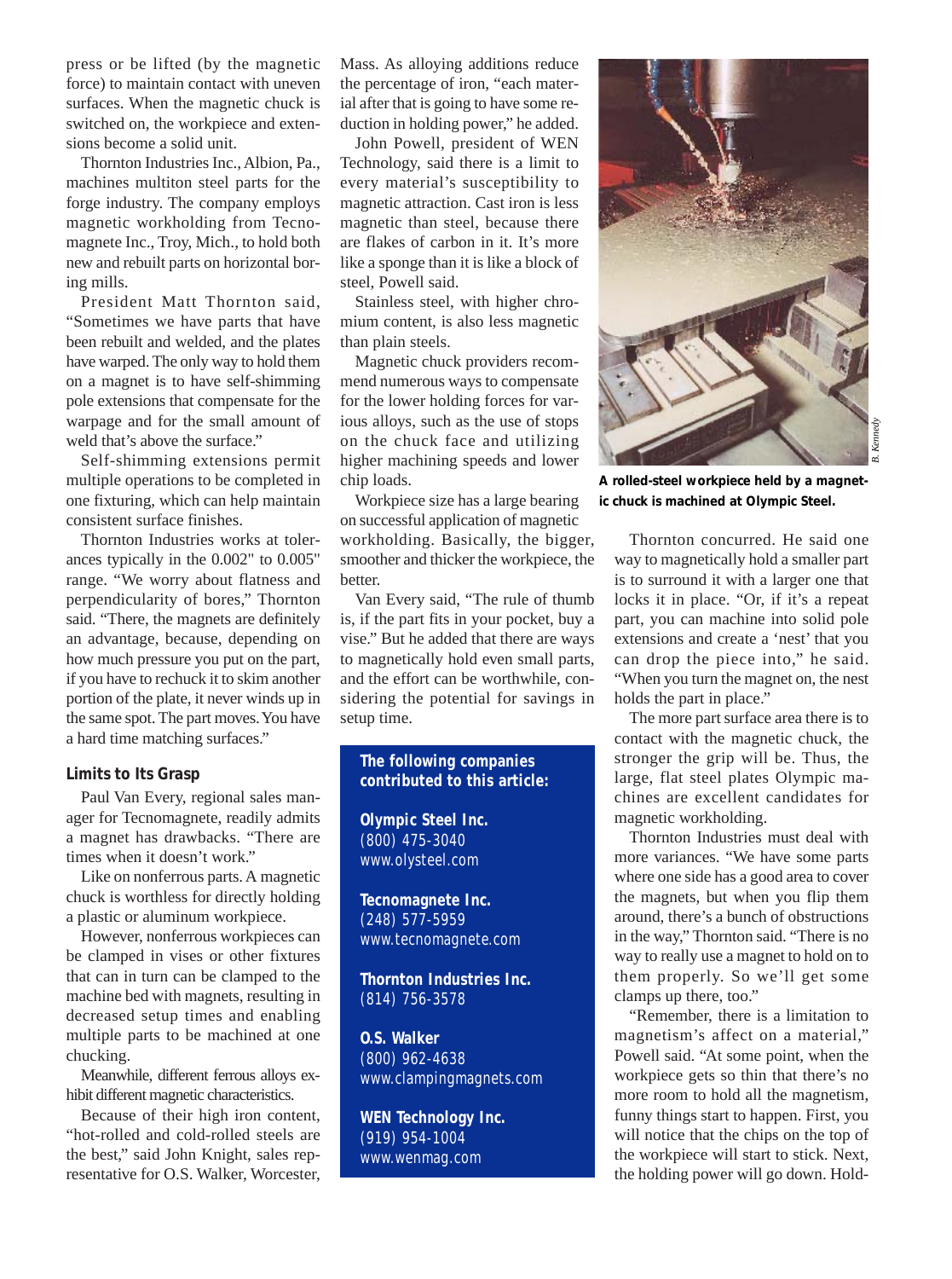press or be lifted (by the magnetic force) to maintain contact with uneven surfaces. When the magnetic chuck is switched on, the workpiece and extensions become a solid unit.

Thornton Industries Inc., Albion, Pa., machines multiton steel parts for the forge industry. The company employs magnetic workholding from Tecnomagnete Inc., Troy, Mich., to hold both new and rebuilt parts on horizontal boring mills.

President Matt Thornton said, "Sometimes we have parts that have been rebuilt and welded, and the plates have warped. The only way to hold them on a magnet is to have self-shimming pole extensions that compensate for the warpage and for the small amount of weld that's above the surface."

Self-shimming extensions permit multiple operations to be completed in one fixturing, which can help maintain consistent surface finishes.

Thornton Industries works at tolerances typically in the 0.002" to 0.005" range. "We worry about flatness and perpendicularity of bores," Thornton said. "There, the magnets are definitely an advantage, because, depending on how much pressure you put on the part, if you have to rechuck it to skim another portion of the plate, it never winds up in the same spot. The part moves. You have a hard time matching surfaces."

### Limits to Its Grasp

Paul Van Every, regional sales manager for Tecnomagnete, readily admits a magnet has drawbacks. "There are times when it doesn't work."

Like on nonferrous parts. A magnetic chuck is worthless for directly holding a plastic or aluminum workpiece.

However, nonferrous workpieces can be clamped in vises or other fixtures that can in turn be clamped to the machine bed with magnets, resulting in decreased setup times and enabling multiple parts to be machined at one chucking.

Meanwhile, different ferrous alloys exhibit different magnetic characteristics.

Because of their high iron content, "hot-rolled and cold-rolled steels are the best," said John Knight, sales representative for O.S. Walker, Worcester, Mass. As alloying additions reduce the percentage of iron, "each material after that is going to have some reduction in holding power," he added.

John Powell, president of WEN Technology, said there is a limit to every material's susceptibility to magnetic attraction. Cast iron is less magnetic than steel, because there are flakes of carbon in it. It's more like a sponge than it is like a block of steel, Powell said.

Stainless steel, with higher chromium content, is also less magnetic than plain steels.

Magnetic chuck providers recommend numerous ways to compensate for the lower holding forces for various alloys, such as the use of stops on the chuck face and utilizing higher machining speeds and lower chip loads.

Workpiece size has a large bearing on successful application of magnetic workholding. Basically, the bigger, smoother and thicker the workpiece, the better.

Van Every said, "The rule of thumb is, if the part fits in your pocket, buy a vise." But he added that there are ways to magnetically hold even small parts, and the effort can be worthwhile, considering the potential for savings in setup time.

**The following companies contributed to this article:**

**Olympic Steel Inc.**
(800) 475-3040
www.olysteel.com

**Tecnomagnete Inc.**
(248) 577-5959
www.tecnomagnete.com

**Thornton Industries Inc.**
(814) 756-3578

**O.S. Walker**
(800) 962-4638
www.clampingmagnets.com

**WEN Technology Inc.**
(919) 954-1004
www.wenmag.com

*B. Kennedy*

**A rolled-steel workpiece held by a magnetic chuck is machined at Olympic Steel.**

Thornton concurred. He said one way to magnetically hold a smaller part is to surround it with a larger one that locks it in place. "Or, if it's a repeat part, you can machine into solid pole extensions and create a 'nest' that you can drop the piece into," he said. "When you turn the magnet on, the nest holds the part in place."

The more part surface area there is to contact with the magnetic chuck, the stronger the grip will be. Thus, the large, flat steel plates Olympic machines are excellent candidates for magnetic workholding.

Thornton Industries must deal with more variances. "We have some parts where one side has a good area to cover the magnets, but when you flip them around, there's a bunch of obstructions in the way," Thornton said. "There is no way to really use a magnet to hold on to them properly. So we'll get some clamps up there, too."

"Remember, there is a limitation to magnetism's affect on a material," Powell said. "At some point, when the workpiece gets so thin that there's no more room to hold all the magnetism, funny things start to happen. First, you will notice that the chips on the top of the workpiece will start to stick. Next, the holding power will go down. Hold-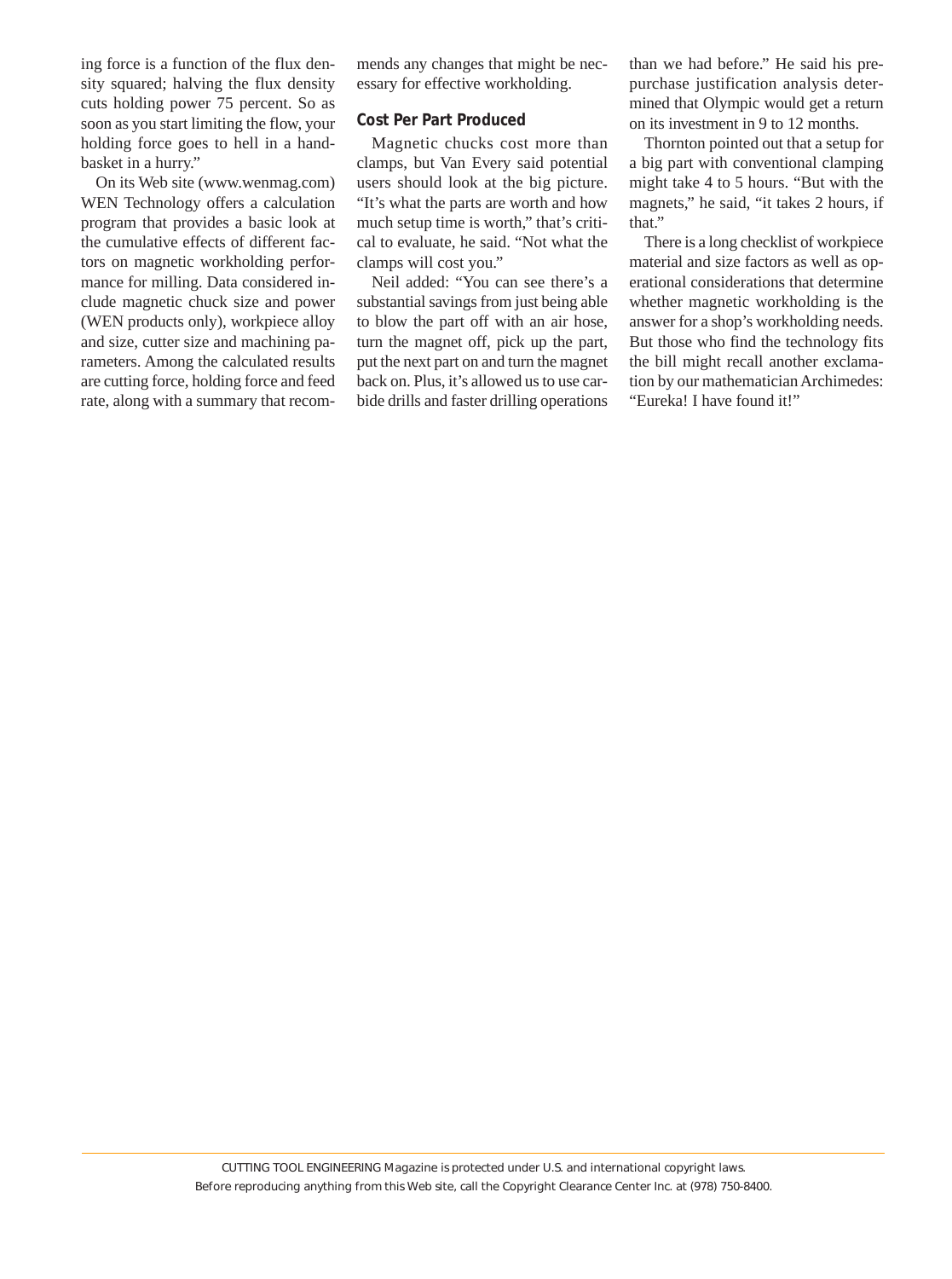ing force is a function of the flux density squared; halving the flux density cuts holding power 75 percent. So as soon as you start limiting the flow, your holding force goes to hell in a handbasket in a hurry."

On its Web site (www.wenmag.com) WEN Technology offers a calculation program that provides a basic look at the cumulative effects of different factors on magnetic workholding performance for milling. Data considered include magnetic chuck size and power (WEN products only), workpiece alloy and size, cutter size and machining parameters. Among the calculated results are cutting force, holding force and feed rate, along with a summary that recommends any changes that might be necessary for effective workholding.

### Cost Per Part Produced

Magnetic chucks cost more than clamps, but Van Every said potential users should look at the big picture. "It's what the parts are worth and how much setup time is worth," that's critical to evaluate, he said. "Not what the clamps will cost you."

Neil added: "You can see there's a substantial savings from just being able to blow the part off with an air hose, turn the magnet off, pick up the part, put the next part on and turn the magnet back on. Plus, it's allowed us to use carbide drills and faster drilling operations than we had before." He said his prepurchase justification analysis determined that Olympic would get a return on its investment in 9 to 12 months.

Thornton pointed out that a setup for a big part with conventional clamping might take 4 to 5 hours. "But with the magnets," he said, "it takes 2 hours, if that."

There is a long checklist of workpiece material and size factors as well as operational considerations that determine whether magnetic workholding is the answer for a shop's workholding needs. But those who find the technology fits the bill might recall another exclamation by our mathematician Archimedes: "Eureka! I have found it!"

CUTTING TOOL ENGINEERING Magazine is protected under U.S. and international copyright laws.
Before reproducing anything from this Web site, call the Copyright Clearance Center Inc. at (978) 750-8400.